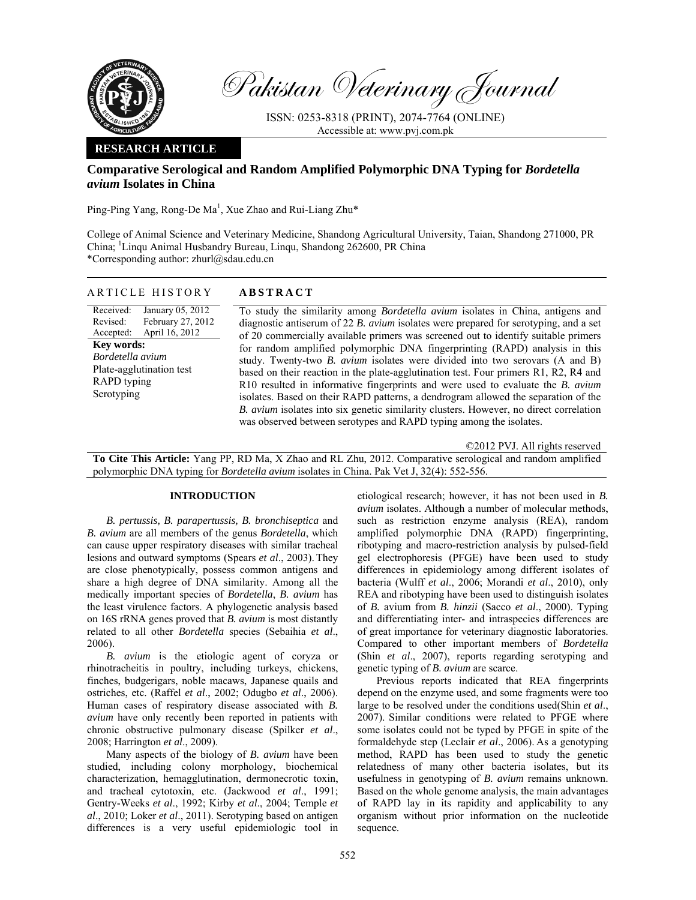Pakistan Veterinary Journal

ISSN: 0253-8318 (PRINT), 2074-7764 (ONLINE)
Accessible at: www.pvj.com.pk

**RESEARCH ARTICLE**

# Comparative Serological and Random Amplified Polymorphic DNA Typing for *Bordetella avium* Isolates in China

Ping-Ping Yang, Rong-De Ma[1], Xue Zhao and Rui-Liang Zhu*

College of Animal Science and Veterinary Medicine, Shandong Agricultural University, Taian, Shandong 271000, PR China; [1]Linqu Animal Husbandry Bureau, Linqu, Shandong 262600, PR China
*Corresponding author: zhurl@sdau.edu.cn

## ARTICLE HISTORY

Received: January 05, 2012
Revised: February 27, 2012
Accepted: April 16, 2012

**Key words:**
*Bordetella avium*
Plate-agglutination test
RAPD typing
Serotyping

## ABSTRACT

To study the similarity among *Bordetella avium* isolates in China, antigens and diagnostic antiserum of 22 *B. avium* isolates were prepared for serotyping, and a set of 20 commercially available primers was screened out to identify suitable primers for random amplified polymorphic DNA fingerprinting (RAPD) analysis in this study. Twenty-two *B. avium* isolates were divided into two serovars (A and B) based on their reaction in the plate-agglutination test. Four primers R1, R2, R4 and R10 resulted in informative fingerprints and were used to evaluate the *B. avium* isolates. Based on their RAPD patterns, a dendrogram allowed the separation of the *B. avium* isolates into six genetic similarity clusters. However, no direct correlation was observed between serotypes and RAPD typing among the isolates.

©2012 PVJ. All rights reserved

**To Cite This Article:** Yang PP, RD Ma, X Zhao and RL Zhu, 2012. Comparative serological and random amplified polymorphic DNA typing for *Bordetella avium* isolates in China. Pak Vet J, 32(4): 552-556.

## INTRODUCTION

*B. pertussis, B. parapertussis, B. bronchiseptica* and *B. avium* are all members of the genus *Bordetella*, which can cause upper respiratory diseases with similar tracheal lesions and outward symptoms (Spears *et al*., 2003). They are close phenotypically, possess common antigens and share a high degree of DNA similarity. Among all the medically important species of *Bordetella*, *B. avium* has the least virulence factors. A phylogenetic analysis based on 16S rRNA genes proved that *B. avium* is most distantly related to all other *Bordetella* species (Sebaihia *et al*., 2006).

*B. avium* is the etiologic agent of coryza or rhinotracheitis in poultry, including turkeys, chickens, finches, budgerigars, noble macaws, Japanese quails and ostriches, etc. (Raffel *et al*., 2002; Odugbo *et al*., 2006). Human cases of respiratory disease associated with *B. avium* have only recently been reported in patients with chronic obstructive pulmonary disease (Spilker *et al*., 2008; Harrington *et al*., 2009).

Many aspects of the biology of *B. avium* have been studied, including colony morphology, biochemical characterization, hemagglutination, dermonecrotic toxin, and tracheal cytotoxin, etc. (Jackwood *et al*., 1991; Gentry-Weeks *et al*., 1992; Kirby *et al*., 2004; Temple *et al*., 2010; Loker *et al*., 2011). Serotyping based on antigen differences is a very useful epidemiologic tool in etiological research; however, it has not been used in *B. avium* isolates. Although a number of molecular methods, such as restriction enzyme analysis (REA), random amplified polymorphic DNA (RAPD) fingerprinting, ribotyping and macro-restriction analysis by pulsed-field gel electrophoresis (PFGE) have been used to study differences in epidemiology among different isolates of bacteria (Wulff *et al*., 2006; Morandi *et al*., 2010), only REA and ribotyping have been used to distinguish isolates of *B.* avium from *B. hinzii* (Sacco *et al*., 2000). Typing and differentiating inter- and intraspecies differences are of great importance for veterinary diagnostic laboratories. Compared to other important members of *Bordetella* (Shin *et al*., 2007), reports regarding serotyping and genetic typing of *B. avium* are scarce.

Previous reports indicated that REA fingerprints depend on the enzyme used, and some fragments were too large to be resolved under the conditions used(Shin *et al*., 2007). Similar conditions were related to PFGE where some isolates could not be typed by PFGE in spite of the formaldehyde step (Leclair *et al*., 2006). As a genotyping method, RAPD has been used to study the genetic relatedness of many other bacteria isolates, but its usefulness in genotyping of *B. avium* remains unknown. Based on the whole genome analysis, the main advantages of RAPD lay in its rapidity and applicability to any organism without prior information on the nucleotide sequence.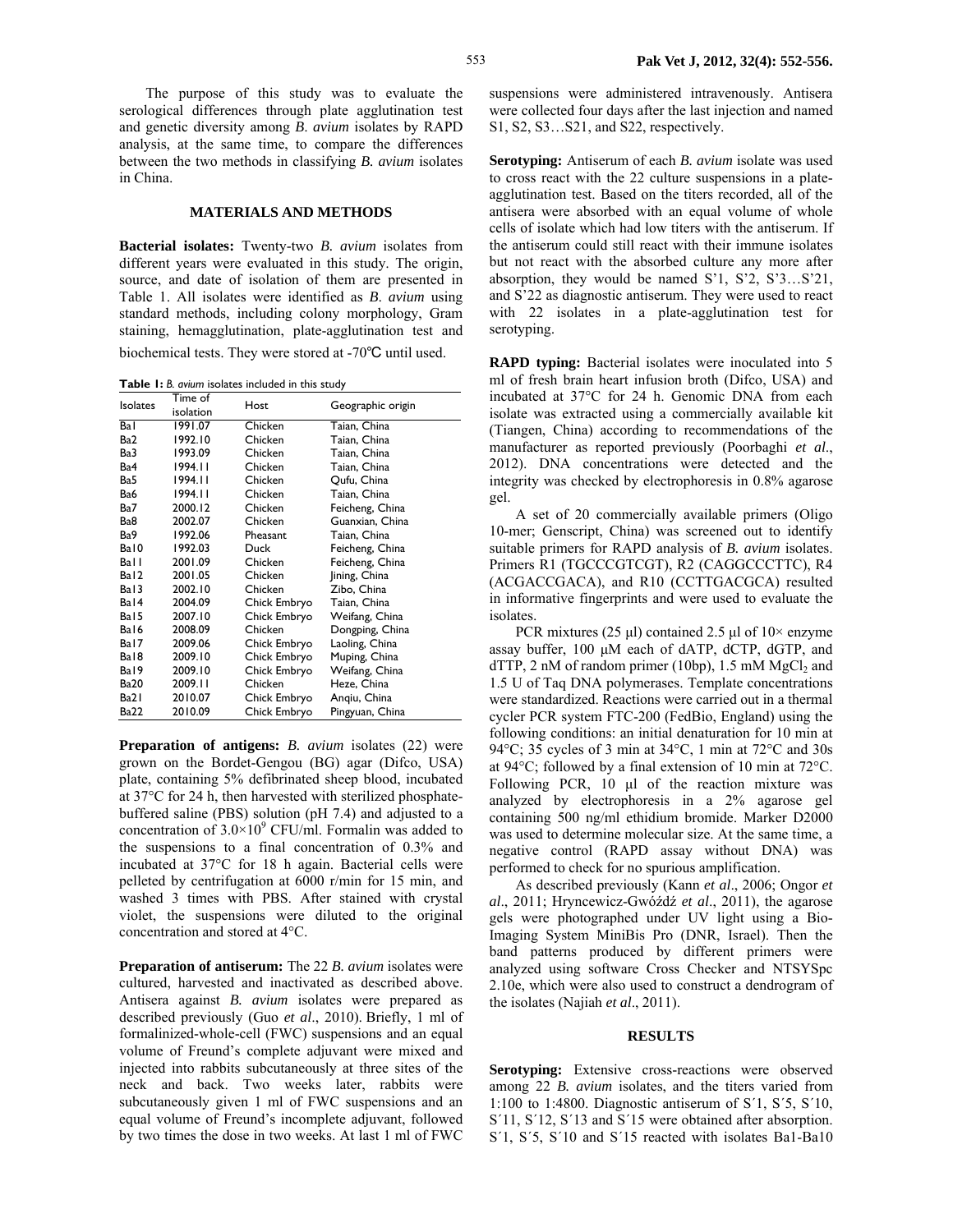The purpose of this study was to evaluate the serological differences through plate agglutination test and genetic diversity among *B. avium* isolates by RAPD analysis, at the same time, to compare the differences between the two methods in classifying *B. avium* isolates in China.

## MATERIALS AND METHODS

**Bacterial isolates:** Twenty-two *B. avium* isolates from different years were evaluated in this study. The origin, source, and date of isolation of them are presented in Table 1. All isolates were identified as *B. avium* using standard methods, including colony morphology, Gram staining, hemagglutination, plate-agglutination test and biochemical tests. They were stored at -70℃ until used.

**Table 1:** *B. avium* isolates included in this study

| Isolates | Time of isolation | Host | Geographic origin |
|---|---|---|---|
| Ba1 | 1991.07 | Chicken | Taian, China |
| Ba2 | 1992.10 | Chicken | Taian, China |
| Ba3 | 1993.09 | Chicken | Taian, China |
| Ba4 | 1994.11 | Chicken | Taian, China |
| Ba5 | 1994.11 | Chicken | Qufu, China |
| Ba6 | 1994.11 | Chicken | Taian, China |
| Ba7 | 2000.12 | Chicken | Feicheng, China |
| Ba8 | 2002.07 | Chicken | Guanxian, China |
| Ba9 | 1992.06 | Pheasant | Taian, China |
| Ba10 | 1992.03 | Duck | Feicheng, China |
| Ba11 | 2001.09 | Chicken | Feicheng, China |
| Ba12 | 2001.05 | Chicken | Jining, China |
| Ba13 | 2002.10 | Chicken | Zibo, China |
| Ba14 | 2004.09 | Chick Embryo | Taian, China |
| Ba15 | 2007.10 | Chick Embryo | Weifang, China |
| Ba16 | 2008.09 | Chicken | Dongping, China |
| Ba17 | 2009.06 | Chick Embryo | Laoling, China |
| Ba18 | 2009.10 | Chick Embryo | Muping, China |
| Ba19 | 2009.10 | Chick Embryo | Weifang, China |
| Ba20 | 2009.11 | Chicken | Heze, China |
| Ba21 | 2010.07 | Chick Embryo | Anqiu, China |
| Ba22 | 2010.09 | Chick Embryo | Pingyuan, China |

**Preparation of antigens:** *B. avium* isolates (22) were grown on the Bordet-Gengou (BG) agar (Difco, USA) plate, containing 5% defibrinated sheep blood, incubated at 37°C for 24 h, then harvested with sterilized phosphate-buffered saline (PBS) solution (pH 7.4) and adjusted to a concentration of $3.0\times10^9$ CFU/ml. Formalin was added to the suspensions to a final concentration of 0.3% and incubated at 37°C for 18 h again. Bacterial cells were pelleted by centrifugation at 6000 r/min for 15 min, and washed 3 times with PBS. After stained with crystal violet, the suspensions were diluted to the original concentration and stored at 4°C.

**Preparation of antiserum:** The 22 *B. avium* isolates were cultured, harvested and inactivated as described above. Antisera against *B. avium* isolates were prepared as described previously (Guo *et al*., 2010). Briefly, 1 ml of formalized-whole-cell (FWC) suspensions and an equal volume of Freund's complete adjuvant were mixed and injected into rabbits subcutaneously at three sites of the neck and back. Two weeks later, rabbits were subcutaneously given 1 ml of FWC suspensions and an equal volume of Freund's incomplete adjuvant, followed by two times the dose in two weeks. At last 1 ml of FWC suspensions were administered intravenously. Antisera were collected four days after the last injection and named S1, S2, S3…S21, and S22, respectively.

**Serotyping:** Antiserum of each *B. avium* isolate was used to cross react with the 22 culture suspensions in a plate-agglutination test. Based on the titers recorded, all of the antisera were absorbed with an equal volume of whole cells of isolate which had low titers with the antiserum. If the antiserum could still react with their immune isolates but not react with the absorbed culture any more after absorption, they would be named S'1, S'2, S'3…S'21, and S'22 as diagnostic antiserum. They were used to react with 22 isolates in a plate-agglutination test for serotyping.

**RAPD typing:** Bacterial isolates were inoculated into 5 ml of fresh brain heart infusion broth (Difco, USA) and incubated at 37°C for 24 h. Genomic DNA from each isolate was extracted using a commercially available kit (Tiangen, China) according to recommendations of the manufacturer as reported previously (Poorbaghi *et al*., 2012). DNA concentrations were detected and the integrity was checked by electrophoresis in 0.8% agarose gel.

A set of 20 commercially available primers (Oligo 10-mer; Genscript, China) was screened out to identify suitable primers for RAPD analysis of *B. avium* isolates. Primers R1 (TGCCCGTCGT), R2 (CAGGCCCTTC), R4 (ACGACCGACA), and R10 (CCTTGACGCA) resulted in informative fingerprints and were used to evaluate the isolates.

PCR mixtures (25 µl) contained 2.5 µl of 10× enzyme assay buffer, 100 µM each of dATP, dCTP, dGTP, and dTTP, 2 nM of random primer (10bp), 1.5 mM $MgCl_2$ and 1.5 U of Taq DNA polymerases. Template concentrations were standardized. Reactions were carried out in a thermal cycler PCR system FTC-200 (FedBio, England) using the following conditions: an initial denaturation for 10 min at 94°C; 35 cycles of 3 min at 34°C, 1 min at 72°C and 30s at 94°C; followed by a final extension of 10 min at 72°C. Following PCR, 10 µl of the reaction mixture was analyzed by electrophoresis in a 2% agarose gel containing 500 ng/ml ethidium bromide. Marker D2000 was used to determine molecular size. At the same time, a negative control (RAPD assay without DNA) was performed to check for no spurious amplification.

As described previously (Kann *et al*., 2006; Ongor *et al*., 2011; Hryncewicz-Gwóźdź *et al*., 2011), the agarose gels were photographed under UV light using a Bio-Imaging System MiniBis Pro (DNR, Israel). Then the band patterns produced by different primers were analyzed using software Cross Checker and NTSYSpc 2.10e, which were also used to construct a dendrogram of the isolates (Najiah *et al*., 2011).

## RESULTS

**Serotyping:** Extensive cross-reactions were observed among 22 *B. avium* isolates, and the titers varied from 1:100 to 1:4800. Diagnostic antiserum of S′1, S′5, S′10, S′11, S′12, S′13 and S′15 were obtained after absorption. S′1, S′5, S′10 and S′15 reacted with isolates Ba1-Ba10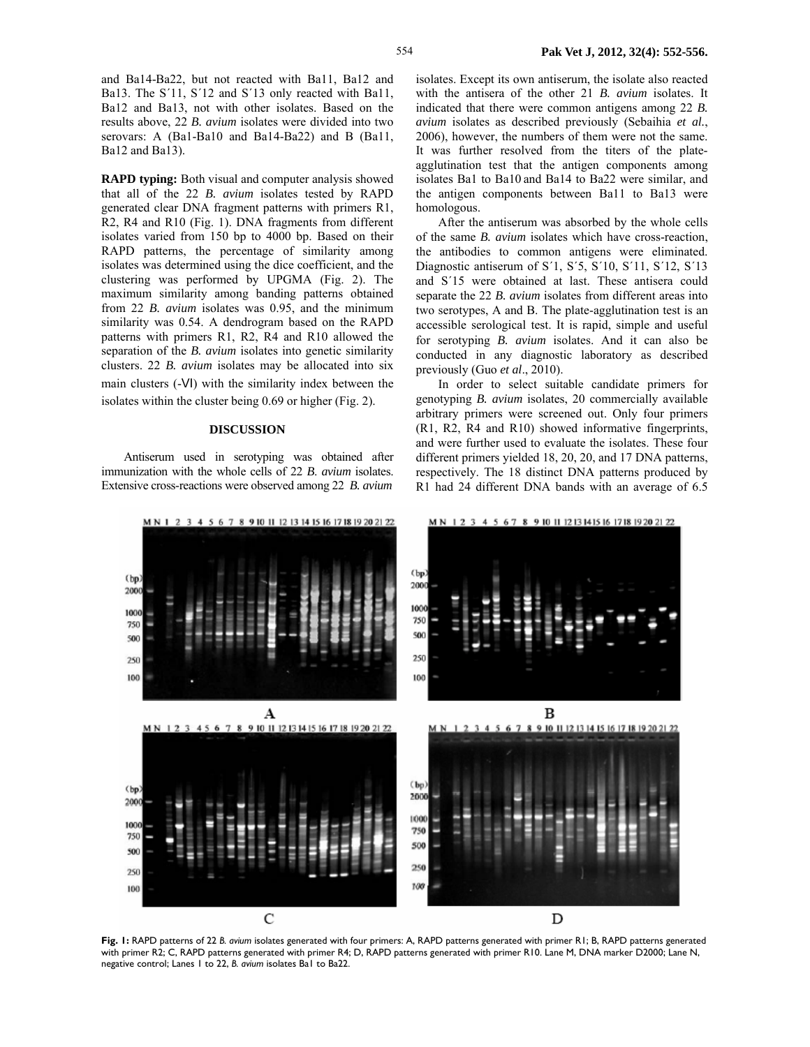and Ba14-Ba22, but not reacted with Ba11, Ba12 and Ba13. The S´11, S´12 and S´13 only reacted with Ba11, Ba12 and Ba13, not with other isolates. Based on the results above, 22 *B. avium* isolates were divided into two serovars: A (Ba1-Ba10 and Ba14-Ba22) and B (Ba11, Ba12 and Ba13).

**RAPD typing:** Both visual and computer analysis showed that all of the 22 *B. avium* isolates tested by RAPD generated clear DNA fragment patterns with primers R1, R2, R4 and R10 (Fig. 1). DNA fragments from different isolates varied from 150 bp to 4000 bp. Based on their RAPD patterns, the percentage of similarity among isolates was determined using the dice coefficient, and the clustering was performed by UPGMA (Fig. 2). The maximum similarity among banding patterns obtained from 22 *B. avium* isolates was 0.95, and the minimum similarity was 0.54. A dendrogram based on the RAPD patterns with primers R1, R2, R4 and R10 allowed the separation of the *B. avium* isolates into genetic similarity clusters. 22 *B. avium* isolates may be allocated into six main clusters (-Ⅵ) with the similarity index between the isolates within the cluster being 0.69 or higher (Fig. 2).

## DISCUSSION

Antiserum used in serotyping was obtained after immunization with the whole cells of 22 *B. avium* isolates. Extensive cross-reactions were observed among 22 *B. avium* isolates. Except its own antiserum, the isolate also reacted with the antisera of the other 21 *B. avium* isolates. It indicated that there were common antigens among 22 *B. avium* isolates as described previously (Sebaihia *et al.*, 2006), however, the numbers of them were not the same. It was further resolved from the titers of the plate-agglutination test that the antigen components among isolates Ba1 to Ba10 and Ba14 to Ba22 were similar, and the antigen components between Ba11 to Ba13 were homologous.

After the antiserum was absorbed by the whole cells of the same *B. avium* isolates which have cross-reaction, the antibodies to common antigens were eliminated. Diagnostic antiserum of S´1, S´5, S´10, S´11, S´12, S´13 and S´15 were obtained at last. These antisera could separate the 22 *B. avium* isolates from different areas into two serotypes, A and B. The plate-agglutination test is an accessible serological test. It is rapid, simple and useful for serotyping *B. avium* isolates. And it can also be conducted in any diagnostic laboratory as described previously (Guo *et al*., 2010).

In order to select suitable candidate primers for genotyping *B. avium* isolates, 20 commercially available arbitrary primers were screened out. Only four primers (R1, R2, R4 and R10) showed informative fingerprints, and were further used to evaluate the isolates. These four different primers yielded 18, 20, 20, and 17 DNA patterns, respectively. The 18 distinct DNA patterns produced by R1 had 24 different DNA bands with an average of 6.5

**Fig. 1:** RAPD patterns of 22 *B. avium* isolates generated with four primers: A, RAPD patterns generated with primer R1; B, RAPD patterns generated with primer R2; C, RAPD patterns generated with primer R4; D, RAPD patterns generated with primer R10. Lane M, DNA marker D2000; Lane N, negative control; Lanes 1 to 22, *B. avium* isolates Ba1 to Ba22.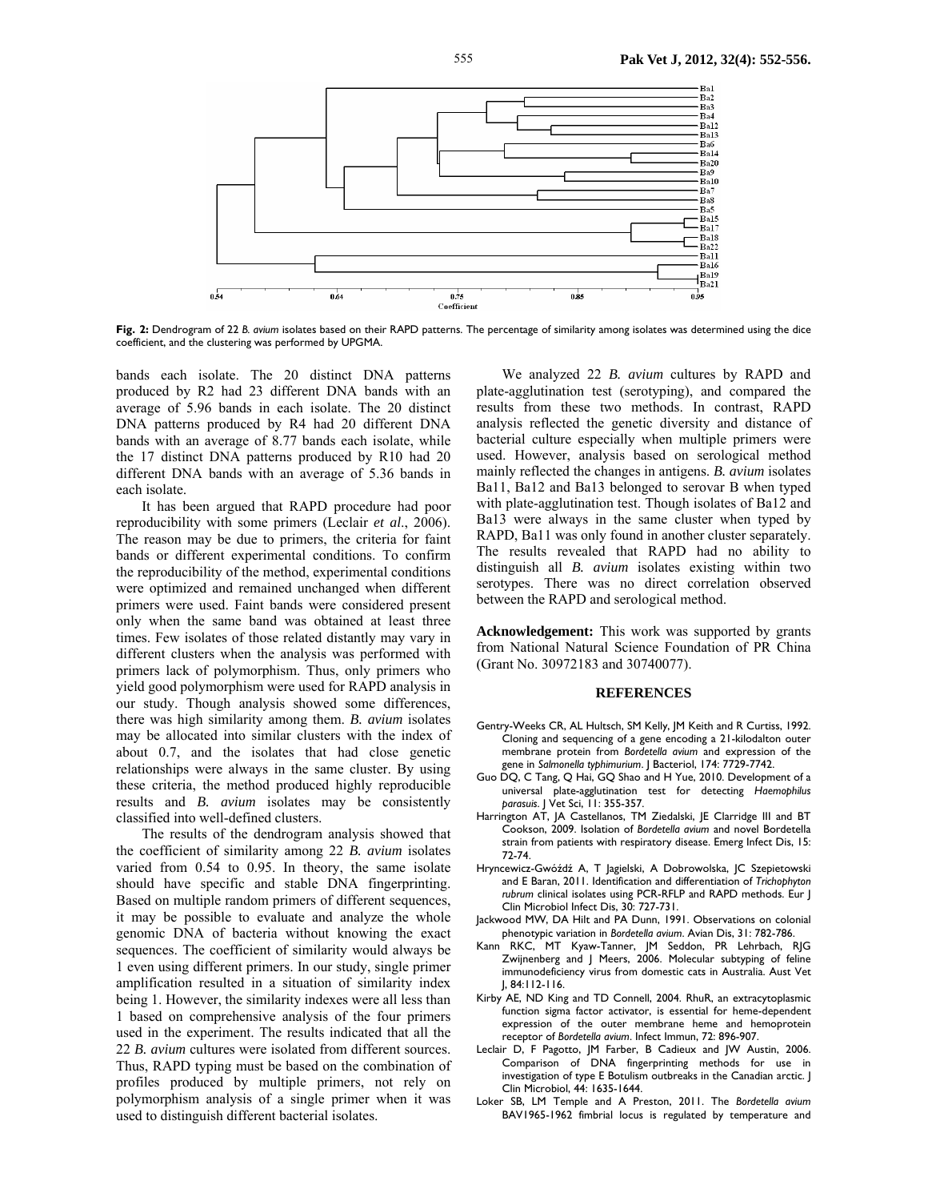**Fig. 2:** Dendrogram of 22 *B. avium* isolates based on their RAPD patterns. The percentage of similarity among isolates was determined using the dice coefficient, and the clustering was performed by UPGMA.

bands each isolate. The 20 distinct DNA patterns produced by R2 had 23 different DNA bands with an average of 5.96 bands in each isolate. The 20 distinct DNA patterns produced by R4 had 20 different DNA bands with an average of 8.77 bands each isolate, while the 17 distinct DNA patterns produced by R10 had 20 different DNA bands with an average of 5.36 bands in each isolate.

It has been argued that RAPD procedure had poor reproducibility with some primers (Leclair *et al*., 2006). The reason may be due to primers, the criteria for faint bands or different experimental conditions. To confirm the reproducibility of the method, experimental conditions were optimized and remained unchanged when different primers were used. Faint bands were considered present only when the same band was obtained at least three times. Few isolates of those related distantly may vary in different clusters when the analysis was performed with primers lack of polymorphism. Thus, only primers who yield good polymorphism were used for RAPD analysis in our study. Though analysis showed some differences, there was high similarity among them. *B. avium* isolates may be allocated into similar clusters with the index of about 0.7, and the isolates that had close genetic relationships were always in the same cluster. By using these criteria, the method produced highly reproducible results and *B. avium* isolates may be consistently classified into well-defined clusters.

The results of the dendrogram analysis showed that the coefficient of similarity among 22 *B. avium* isolates varied from 0.54 to 0.95. In theory, the same isolate should have specific and stable DNA fingerprinting. Based on multiple random primers of different sequences, it may be possible to evaluate and analyze the whole genomic DNA of bacteria without knowing the exact sequences. The coefficient of similarity would always be 1 even using different primers. In our study, single primer amplification resulted in a situation of similarity index being 1. However, the similarity indexes were all less than 1 based on comprehensive analysis of the four primers used in the experiment. The results indicated that all the 22 *B. avium* cultures were isolated from different sources. Thus, RAPD typing must be based on the combination of profiles produced by multiple primers, not rely on polymorphism analysis of a single primer when it was used to distinguish different bacterial isolates.

We analyzed 22 *B. avium* cultures by RAPD and plate-agglutination test (serotyping), and compared the results from these two methods. In contrast, RAPD analysis reflected the genetic diversity and distance of bacterial culture especially when multiple primers were used. However, analysis based on serological method mainly reflected the changes in antigens. *B. avium* isolates Ba11, Ba12 and Ba13 belonged to serovar B when typed with plate-agglutination test. Though isolates of Ba12 and Ba13 were always in the same cluster when typed by RAPD, Ba11 was only found in another cluster separately. The results revealed that RAPD had no ability to distinguish all *B. avium* isolates existing within two serotypes. There was no direct correlation observed between the RAPD and serological method.

**Acknowledgement:** This work was supported by grants from National Natural Science Foundation of PR China (Grant No. 30972183 and 30740077).

## REFERENCES

- Gentry-Weeks CR, AL Hultsch, SM Kelly, JM Keith and R Curtiss, 1992. Cloning and sequencing of a gene encoding a 21-kilodalton outer membrane protein from *Bordetella avium* and expression of the gene in *Salmonella typhimurium*. J Bacteriol, 174: 7729-7742.
- Guo DQ, C Tang, Q Hai, GQ Shao and H Yue, 2010. Development of a universal plate-agglutination test for detecting *Haemophilus parasuis*. J Vet Sci, 11: 355-357.
- Harrington AT, JA Castellanos, TM Ziedalski, JE Clarridge III and BT Cookson, 2009. Isolation of *Bordetella avium* and novel Bordetella strain from patients with respiratory disease. Emerg Infect Dis, 15: 72-74.
- Hryncewicz-Gwóźdź A, T Jagielski, A Dobrowolska, JC Szepietowski and E Baran, 2011. Identification and differentiation of *Trichophyton rubrum* clinical isolates using PCR-RFLP and RAPD methods. Eur J Clin Microbiol Infect Dis, 30: 727-731.
- Jackwood MW, DA Hilt and PA Dunn, 1991. Observations on colonial phenotypic variation in *Bordetella avium*. Avian Dis, 31: 782-786.
- Kann RKC, MT Kyaw-Tanner, JM Seddon, PR Lehrbach, RJG Zwijnenberg and J Meers, 2006. Molecular subtyping of feline immunodeficiency virus from domestic cats in Australia. Aust Vet J, 84:112-116.
- Kirby AE, ND King and TD Connell, 2004. RhuR, an extracytoplasmic function sigma factor activator, is essential for heme-dependent expression of the outer membrane heme and hemoprotein receptor of *Bordetella avium*. Infect Immun, 72: 896-907.
- Leclair D, F Pagotto, JM Farber, B Cadieux and JW Austin, 2006. Comparison of DNA fingerprinting methods for use in investigation of type E Botulism outbreaks in the Canadian arctic. J Clin Microbiol, 44: 1635-1644.
- Loker SB, LM Temple and A Preston, 2011. The *Bordetella avium* BAV1965-1962 fimbrial locus is regulated by temperature and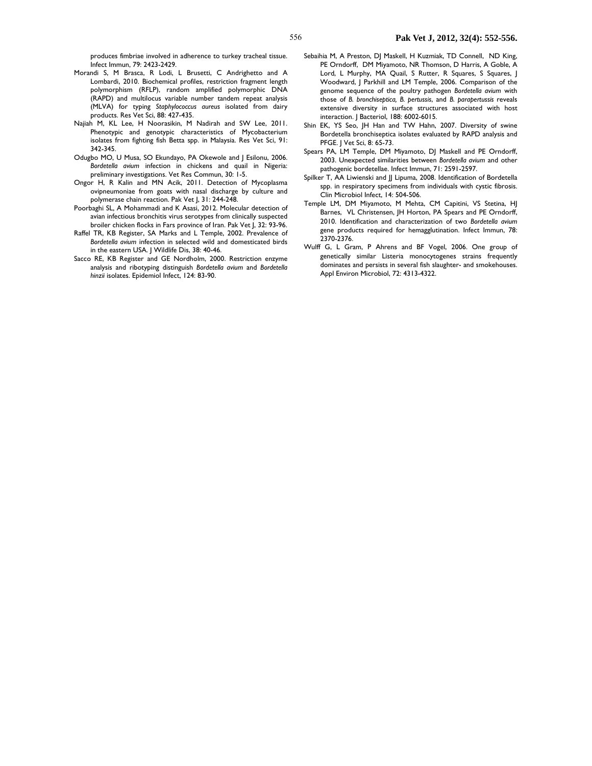produces fimbriae involved in adherence to turkey tracheal tissue. Infect Immun, 79: 2423-2429.

Morandi S, M Brasca, R Lodi, L Brusetti, C Andrighetto and A Lombardi, 2010. Biochemical profiles, restriction fragment length polymorphism (RFLP), random amplified polymorphic DNA (RAPD) and multilocus variable number tandem repeat analysis (MLVA) for typing *Staphylococcus aureus* isolated from dairy products. Res Vet Sci, 88: 427-435.

Najiah M, KL Lee, H Noorasikin, M Nadirah and SW Lee, 2011. Phenotypic and genotypic characteristics of Mycobacterium isolates from fighting fish Betta spp. in Malaysia. Res Vet Sci, 91: 342-345.

Odugbo MO, U Musa, SO Ekundayo, PA Okewole and J Esilonu, 2006. *Bordetella avium* infection in chickens and quail in Nigeria: preliminary investigations. Vet Res Commun, 30: 1-5.

Ongor H, R Kalin and MN Acik, 2011. Detection of Mycoplasma ovipneumoniae from goats with nasal discharge by culture and polymerase chain reaction. Pak Vet J, 31: 244-248.

Poorbaghi SL, A Mohammadi and K Asasi, 2012. Molecular detection of avian infectious bronchitis virus serotypes from clinically suspected broiler chicken flocks in Fars province of Iran. Pak Vet J, 32: 93-96.

Raffel TR, KB Register, SA Marks and L Temple, 2002. Prevalence of *Bordetella avium* infection in selected wild and domesticated birds in the eastern USA. J Wildlife Dis, 38: 40-46.

Sacco RE, KB Register and GE Nordholm, 2000. Restriction enzyme analysis and ribotyping distinguish *Bordetella avium* and *Bordetella hinzii* isolates. Epidemiol Infect, 124: 83-90.

Sebaihia M, A Preston, DJ Maskell, H Kuzmiak, TD Connell, ND King, PE Orndorff, DM Miyamoto, NR Thomson, D Harris, A Goble, A Lord, L Murphy, MA Quail, S Rutter, R Squares, S Squares, J Woodward, J Parkhill and LM Temple, 2006. Comparison of the genome sequence of the poultry pathogen *Bordetella avium* with those of *B. bronchiseptica, B. pertussis*, and *B. parapertussis* reveals extensive diversity in surface structures associated with host interaction. J Bacteriol, 188: 6002-6015.

Shin EK, YS Seo, JH Han and TW Hahn, 2007. Diversity of swine Bordetella bronchiseptica isolates evaluated by RAPD analysis and PFGE. J Vet Sci, 8: 65-73.

Spears PA, LM Temple, DM Miyamoto, DJ Maskell and PE Orndorff, 2003. Unexpected similarities between *Bordetella avium* and other pathogenic bordetellae. Infect Immun, 71: 2591-2597.

Spilker T, AA Liwienski and JJ Lipuma, 2008. Identification of Bordetella spp. in respiratory specimens from individuals with cystic fibrosis. Clin Microbiol Infect, 14: 504-506.

Temple LM, DM Miyamoto, M Mehta, CM Capitini, VS Stetina, HJ Barnes, VL Christensen, JH Horton, PA Spears and PE Orndorff, 2010. Identification and characterization of two *Bordetella avium* gene products required for hemagglutination. Infect Immun, 78: 2370-2376.

Wulff G, L Gram, P Ahrens and BF Vogel, 2006. One group of genetically similar Listeria monocytogenes strains frequently dominates and persists in several fish slaughter- and smokehouses. Appl Environ Microbiol, 72: 4313-4322.